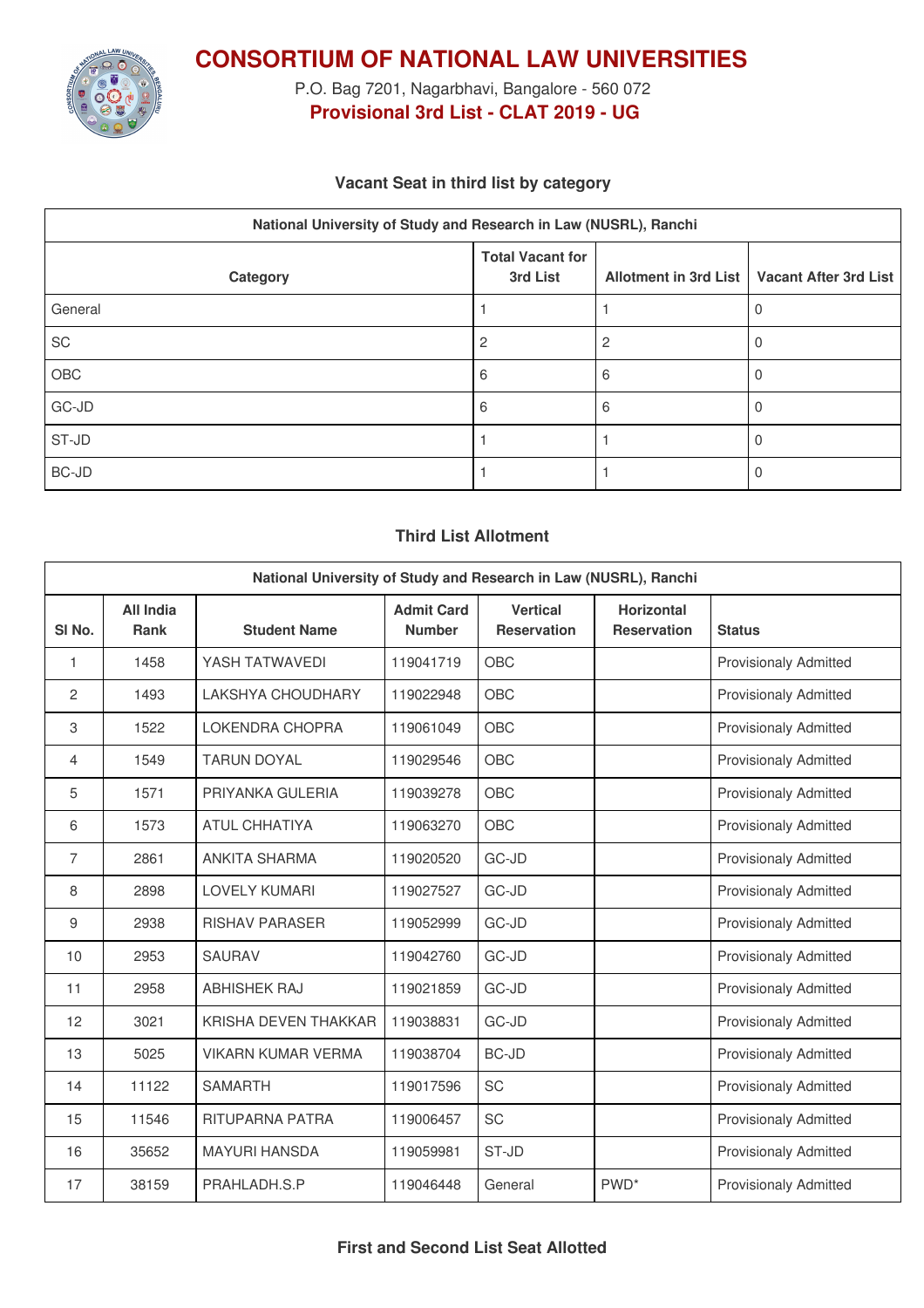# CONSORTIUM OF NATIONAL LAW UNIVERSITIES

P.O. Bag 7201, Nagarbhavi, Bangalore - 560 072

**Provisional 3rd List - CLAT 2019 - UG**

### Vacant Seat in third list by category

| National University of Study and Research in Law (NUSRL), Ranchi | | | |
|---|---|---|---|
| **Category** | **Total Vacant for 3rd List** | **Allotment in 3rd List** | **Vacant After 3rd List** |
| General | 1 | 1 | 0 |
| SC | 2 | 2 | 0 |
| OBC | 6 | 6 | 0 |
| GC-JD | 6 | 6 | 0 |
| ST-JD | 1 | 1 | 0 |
| BC-JD | 1 | 1 | 0 |

### Third List Allotment

| National University of Study and Research in Law (NUSRL), Ranchi | | | | | | |
|---|---|---|---|---|---|---|
| **Sl No.** | **All India Rank** | **Student Name** | **Admit Card Number** | **Vertical Reservation** | **Horizontal Reservation** | **Status** |
| 1 | 1458 | YASH TATWAVEDI | 119041719 | OBC | | Provisionaly Admitted |
| 2 | 1493 | LAKSHYA CHOUDHARY | 119022948 | OBC | | Provisionaly Admitted |
| 3 | 1522 | LOKENDRA CHOPRA | 119061049 | OBC | | Provisionaly Admitted |
| 4 | 1549 | TARUN DOYAL | 119029546 | OBC | | Provisionaly Admitted |
| 5 | 1571 | PRIYANKA GULERIA | 119039278 | OBC | | Provisionaly Admitted |
| 6 | 1573 | ATUL CHHATIYA | 119063270 | OBC | | Provisionaly Admitted |
| 7 | 2861 | ANKITA SHARMA | 119020520 | GC-JD | | Provisionaly Admitted |
| 8 | 2898 | LOVELY KUMARI | 119027527 | GC-JD | | Provisionaly Admitted |
| 9 | 2938 | RISHAV PARASER | 119052999 | GC-JD | | Provisionaly Admitted |
| 10 | 2953 | SAURAV | 119042760 | GC-JD | | Provisionaly Admitted |
| 11 | 2958 | ABHISHEK RAJ | 119021859 | GC-JD | | Provisionaly Admitted |
| 12 | 3021 | KRISHA DEVEN THAKKAR | 119038831 | GC-JD | | Provisionaly Admitted |
| 13 | 5025 | VIKARN KUMAR VERMA | 119038704 | BC-JD | | Provisionaly Admitted |
| 14 | 11122 | SAMARTH | 119017596 | SC | | Provisionaly Admitted |
| 15 | 11546 | RITUPARNA PATRA | 119006457 | SC | | Provisionaly Admitted |
| 16 | 35652 | MAYURI HANSDA | 119059981 | ST-JD | | Provisionaly Admitted |
| 17 | 38159 | PRAHLADH.S.P | 119046448 | General | PWD* | Provisionaly Admitted |

### First and Second List Seat Allotted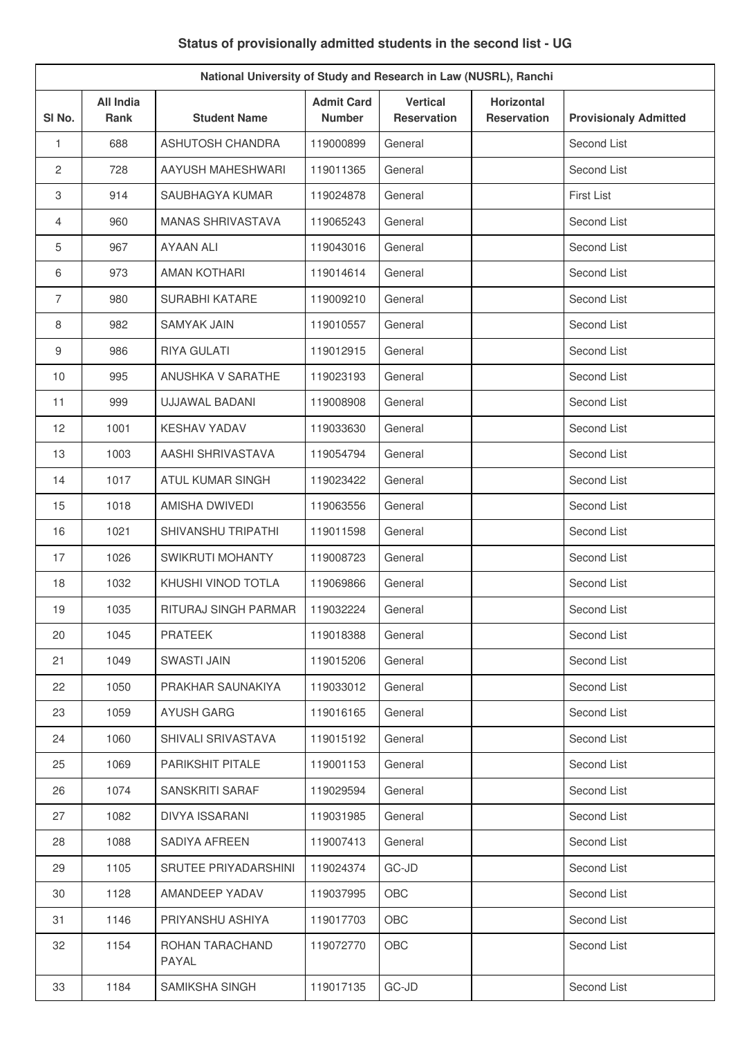## Status of provisionally admitted students in the second list - UG

| National University of Study and Research in Law (NUSRL), Ranchi | | | | | | |
|---|---|---|---|---|---|---|
| Sl No. | All India Rank | Student Name | Admit Card Number | Vertical Reservation | Horizontal Reservation | Provisionaly Admitted |
| 1 | 688 | ASHUTOSH CHANDRA | 119000899 | General | | Second List |
| 2 | 728 | AAYUSH MAHESHWARI | 119011365 | General | | Second List |
| 3 | 914 | SAUBHAGYA KUMAR | 119024878 | General | | First List |
| 4 | 960 | MANAS SHRIVASTAVA | 119065243 | General | | Second List |
| 5 | 967 | AYAAN ALI | 119043016 | General | | Second List |
| 6 | 973 | AMAN KOTHARI | 119014614 | General | | Second List |
| 7 | 980 | SURABHI KATARE | 119009210 | General | | Second List |
| 8 | 982 | SAMYAK JAIN | 119010557 | General | | Second List |
| 9 | 986 | RIYA GULATI | 119012915 | General | | Second List |
| 10 | 995 | ANUSHKA V SARATHE | 119023193 | General | | Second List |
| 11 | 999 | UJJAWAL BADANI | 119008908 | General | | Second List |
| 12 | 1001 | KESHAV YADAV | 119033630 | General | | Second List |
| 13 | 1003 | AASHI SHRIVASTAVA | 119054794 | General | | Second List |
| 14 | 1017 | ATUL KUMAR SINGH | 119023422 | General | | Second List |
| 15 | 1018 | AMISHA DWIVEDI | 119063556 | General | | Second List |
| 16 | 1021 | SHIVANSHU TRIPATHI | 119011598 | General | | Second List |
| 17 | 1026 | SWIKRUTI MOHANTY | 119008723 | General | | Second List |
| 18 | 1032 | KHUSHI VINOD TOTLA | 119069866 | General | | Second List |
| 19 | 1035 | RITURAJ SINGH PARMAR | 119032224 | General | | Second List |
| 20 | 1045 | PRATEEK | 119018388 | General | | Second List |
| 21 | 1049 | SWASTI JAIN | 119015206 | General | | Second List |
| 22 | 1050 | PRAKHAR SAUNAKIYA | 119033012 | General | | Second List |
| 23 | 1059 | AYUSH GARG | 119016165 | General | | Second List |
| 24 | 1060 | SHIVALI SRIVASTAVA | 119015192 | General | | Second List |
| 25 | 1069 | PARIKSHIT PITALE | 119001153 | General | | Second List |
| 26 | 1074 | SANSKRITI SARAF | 119029594 | General | | Second List |
| 27 | 1082 | DIVYA ISSARANI | 119031985 | General | | Second List |
| 28 | 1088 | SADIYA AFREEN | 119007413 | General | | Second List |
| 29 | 1105 | SRUTEE PRIYADARSHINI | 119024374 | GC-JD | | Second List |
| 30 | 1128 | AMANDEEP YADAV | 119037995 | OBC | | Second List |
| 31 | 1146 | PRIYANSHU ASHIYA | 119017703 | OBC | | Second List |
| 32 | 1154 | ROHAN TARACHAND PAYAL | 119072770 | OBC | | Second List |
| 33 | 1184 | SAMIKSHA SINGH | 119017135 | GC-JD | | Second List |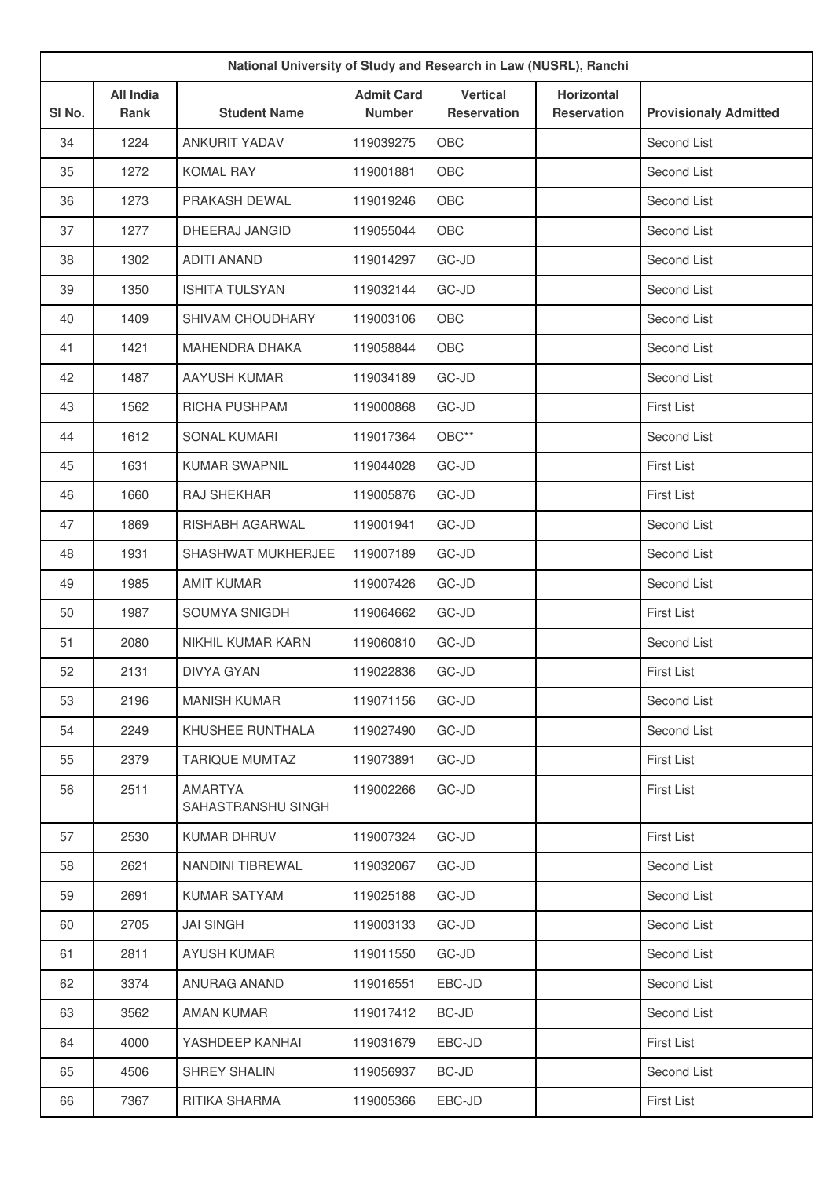| National University of Study and Research in Law (NUSRL), Ranchi | | | | | | |
|---|---|---|---|---|---|---|
| Sl No. | All India Rank | Student Name | Admit Card Number | Vertical Reservation | Horizontal Reservation | Provisionaly Admitted |
| 34 | 1224 | ANKURIT YADAV | 119039275 | OBC | | Second List |
| 35 | 1272 | KOMAL RAY | 119001881 | OBC | | Second List |
| 36 | 1273 | PRAKASH DEWAL | 119019246 | OBC | | Second List |
| 37 | 1277 | DHEERAJ JANGID | 119055044 | OBC | | Second List |
| 38 | 1302 | ADITI ANAND | 119014297 | GC-JD | | Second List |
| 39 | 1350 | ISHITA TULSYAN | 119032144 | GC-JD | | Second List |
| 40 | 1409 | SHIVAM CHOUDHARY | 119003106 | OBC | | Second List |
| 41 | 1421 | MAHENDRA DHAKA | 119058844 | OBC | | Second List |
| 42 | 1487 | AAYUSH KUMAR | 119034189 | GC-JD | | Second List |
| 43 | 1562 | RICHA PUSHPAM | 119000868 | GC-JD | | First List |
| 44 | 1612 | SONAL KUMARI | 119017364 | OBC** | | Second List |
| 45 | 1631 | KUMAR SWAPNIL | 119044028 | GC-JD | | First List |
| 46 | 1660 | RAJ SHEKHAR | 119005876 | GC-JD | | First List |
| 47 | 1869 | RISHABH AGARWAL | 119001941 | GC-JD | | Second List |
| 48 | 1931 | SHASHWAT MUKHERJEE | 119007189 | GC-JD | | Second List |
| 49 | 1985 | AMIT KUMAR | 119007426 | GC-JD | | Second List |
| 50 | 1987 | SOUMYA SNIGDH | 119064662 | GC-JD | | First List |
| 51 | 2080 | NIKHIL KUMAR KARN | 119060810 | GC-JD | | Second List |
| 52 | 2131 | DIVYA GYAN | 119022836 | GC-JD | | First List |
| 53 | 2196 | MANISH KUMAR | 119071156 | GC-JD | | Second List |
| 54 | 2249 | KHUSHEE RUNTHALA | 119027490 | GC-JD | | Second List |
| 55 | 2379 | TARIQUE MUMTAZ | 119073891 | GC-JD | | First List |
| 56 | 2511 | AMARTYA SAHASTRANSHU SINGH | 119002266 | GC-JD | | First List |
| 57 | 2530 | KUMAR DHRUV | 119007324 | GC-JD | | First List |
| 58 | 2621 | NANDINI TIBREWAL | 119032067 | GC-JD | | Second List |
| 59 | 2691 | KUMAR SATYAM | 119025188 | GC-JD | | Second List |
| 60 | 2705 | JAI SINGH | 119003133 | GC-JD | | Second List |
| 61 | 2811 | AYUSH KUMAR | 119011550 | GC-JD | | Second List |
| 62 | 3374 | ANURAG ANAND | 119016551 | EBC-JD | | Second List |
| 63 | 3562 | AMAN KUMAR | 119017412 | BC-JD | | Second List |
| 64 | 4000 | YASHDEEP KANHAI | 119031679 | EBC-JD | | First List |
| 65 | 4506 | SHREY SHALIN | 119056937 | BC-JD | | Second List |
| 66 | 7367 | RITIKA SHARMA | 119005366 | EBC-JD | | First List |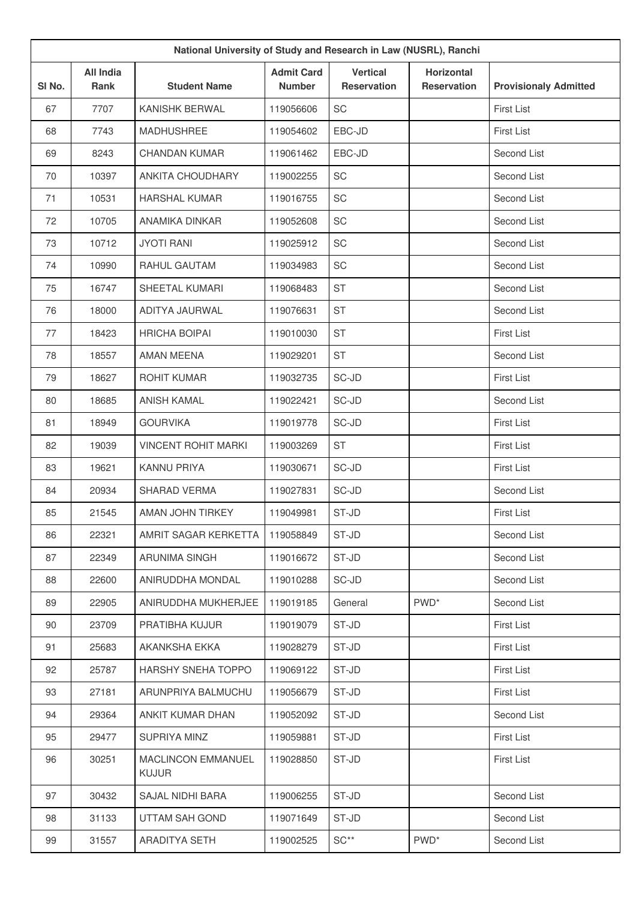| National University of Study and Research in Law (NUSRL), Ranchi | | | | | | |
|---|---|---|---|---|---|---|
| Sl No. | All India Rank | Student Name | Admit Card Number | Vertical Reservation | Horizontal Reservation | Provisionaly Admitted |
| 67 | 7707 | KANISHK BERWAL | 119056606 | SC | | First List |
| 68 | 7743 | MADHUSHREE | 119054602 | EBC-JD | | First List |
| 69 | 8243 | CHANDAN KUMAR | 119061462 | EBC-JD | | Second List |
| 70 | 10397 | ANKITA CHOUDHARY | 119002255 | SC | | Second List |
| 71 | 10531 | HARSHAL KUMAR | 119016755 | SC | | Second List |
| 72 | 10705 | ANAMIKA DINKAR | 119052608 | SC | | Second List |
| 73 | 10712 | JYOTI RANI | 119025912 | SC | | Second List |
| 74 | 10990 | RAHUL GAUTAM | 119034983 | SC | | Second List |
| 75 | 16747 | SHEETAL KUMARI | 119068483 | ST | | Second List |
| 76 | 18000 | ADITYA JAURWAL | 119076631 | ST | | Second List |
| 77 | 18423 | HRICHA BOIPAI | 119010030 | ST | | First List |
| 78 | 18557 | AMAN MEENA | 119029201 | ST | | Second List |
| 79 | 18627 | ROHIT KUMAR | 119032735 | SC-JD | | First List |
| 80 | 18685 | ANISH KAMAL | 119022421 | SC-JD | | Second List |
| 81 | 18949 | GOURVIKA | 119019778 | SC-JD | | First List |
| 82 | 19039 | VINCENT ROHIT MARKI | 119003269 | ST | | First List |
| 83 | 19621 | KANNU PRIYA | 119030671 | SC-JD | | First List |
| 84 | 20934 | SHARAD VERMA | 119027831 | SC-JD | | Second List |
| 85 | 21545 | AMAN JOHN TIRKEY | 119049981 | ST-JD | | First List |
| 86 | 22321 | AMRIT SAGAR KERKETTA | 119058849 | ST-JD | | Second List |
| 87 | 22349 | ARUNIMA SINGH | 119016672 | ST-JD | | Second List |
| 88 | 22600 | ANIRUDDHA MONDAL | 119010288 | SC-JD | | Second List |
| 89 | 22905 | ANIRUDDHA MUKHERJEE | 119019185 | General | PWD* | Second List |
| 90 | 23709 | PRATIBHA KUJUR | 119019079 | ST-JD | | First List |
| 91 | 25683 | AKANKSHA EKKA | 119028279 | ST-JD | | First List |
| 92 | 25787 | HARSHY SNEHA TOPPO | 119069122 | ST-JD | | First List |
| 93 | 27181 | ARUNPRIYA BALMUCHU | 119056679 | ST-JD | | First List |
| 94 | 29364 | ANKIT KUMAR DHAN | 119052092 | ST-JD | | Second List |
| 95 | 29477 | SUPRIYA MINZ | 119059881 | ST-JD | | First List |
| 96 | 30251 | MACLINCON EMMANUEL KUJUR | 119028850 | ST-JD | | First List |
| 97 | 30432 | SAJAL NIDHI BARA | 119006255 | ST-JD | | Second List |
| 98 | 31133 | UTTAM SAH GOND | 119071649 | ST-JD | | Second List |
| 99 | 31557 | ARADITYA SETH | 119002525 | SC** | PWD* | Second List |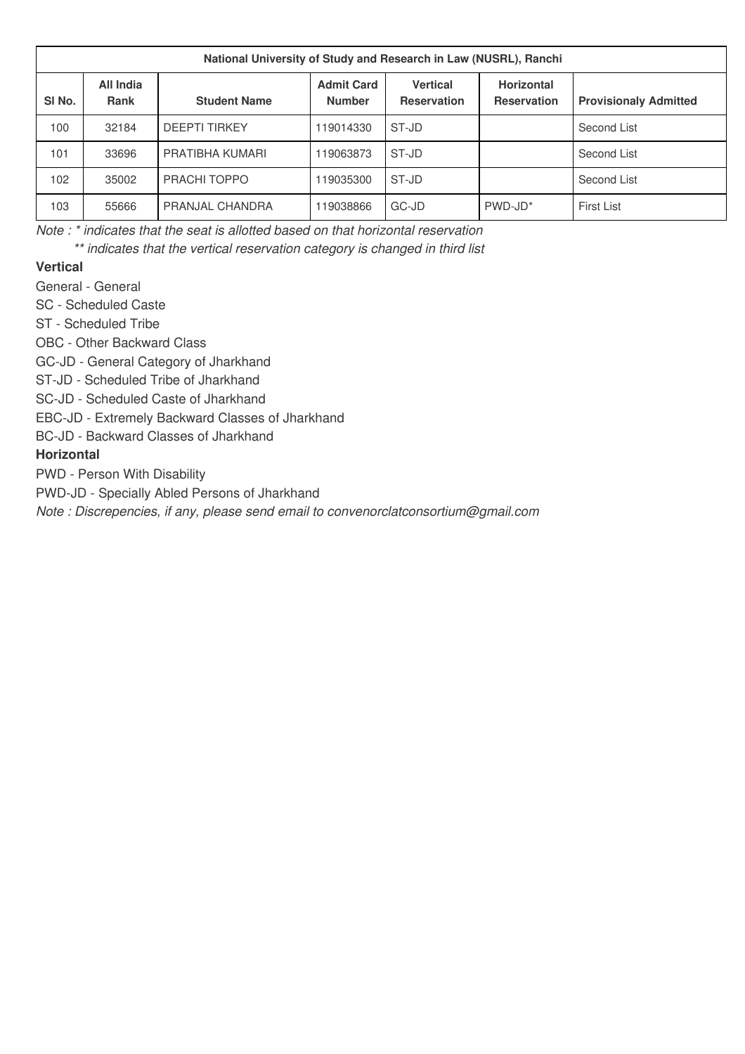| National University of Study and Research in Law (NUSRL), Ranchi | | | | | | |
|---|---|---|---|---|---|---|
| Sl No. | All India Rank | Student Name | Admit Card Number | Vertical Reservation | Horizontal Reservation | Provisionaly Admitted |
| 100 | 32184 | DEEPTI TIRKEY | 119014330 | ST-JD | | Second List |
| 101 | 33696 | PRATIBHA KUMARI | 119063873 | ST-JD | | Second List |
| 102 | 35002 | PRACHI TOPPO | 119035300 | ST-JD | | Second List |
| 103 | 55666 | PRANJAL CHANDRA | 119038866 | GC-JD | PWD-JD* | First List |

*Note : * indicates that the seat is allotted based on that horizontal reservation*

*\*\* indicates that the vertical reservation category is changed in third list*

**Vertical**

General - General

SC - Scheduled Caste

ST - Scheduled Tribe

OBC - Other Backward Class

GC-JD - General Category of Jharkhand

ST-JD - Scheduled Tribe of Jharkhand

SC-JD - Scheduled Caste of Jharkhand

EBC-JD - Extremely Backward Classes of Jharkhand

BC-JD - Backward Classes of Jharkhand

**Horizontal**

PWD - Person With Disability

PWD-JD - Specially Abled Persons of Jharkhand

*Note : Discrepencies, if any, please send email to convenorclatconsortium@gmail.com*